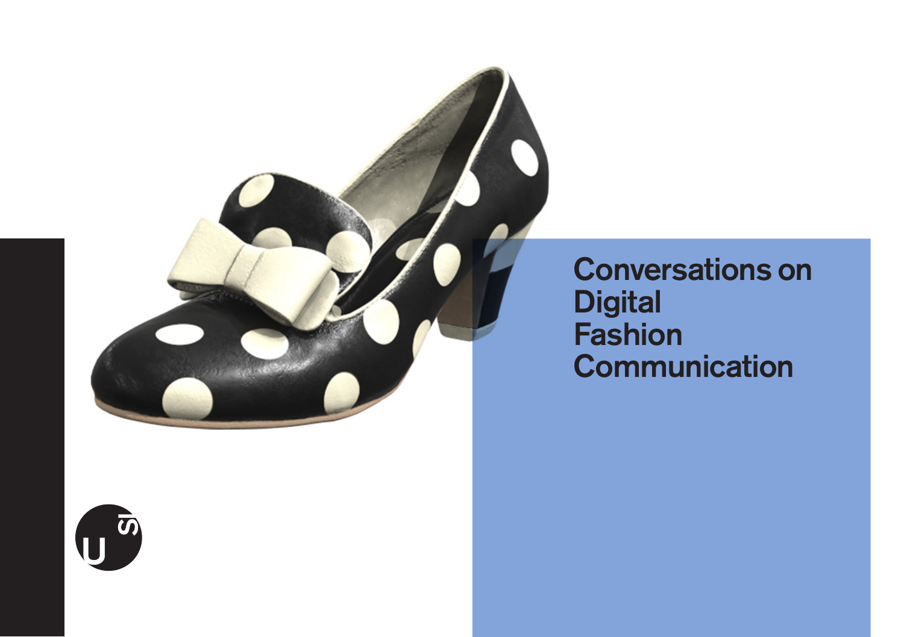# Conversations on Digital Fashion Communication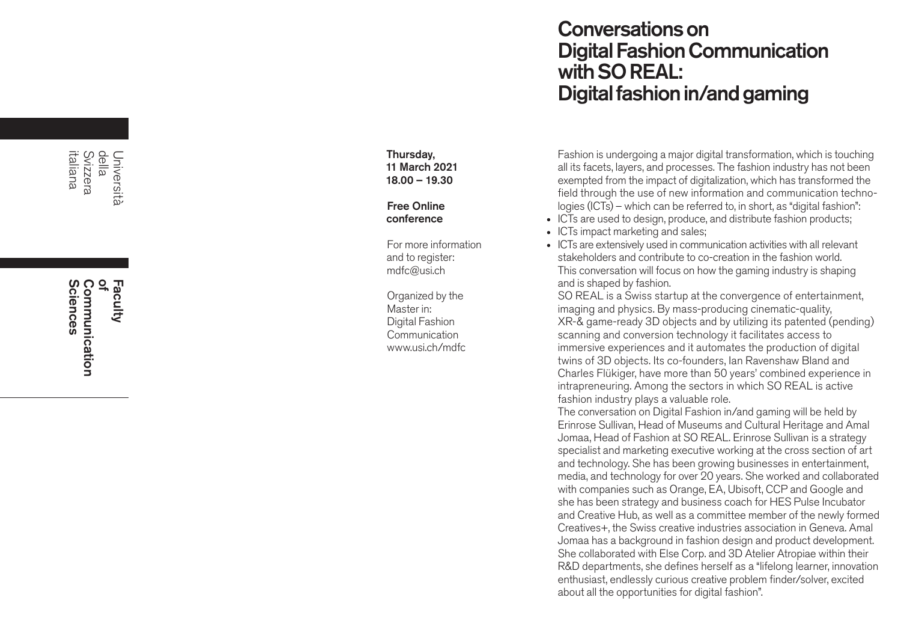Università
della
Svizzera
italiana

**Faculty of Communication Sciences**

# Conversations on Digital Fashion Communication with SO REAL: Digital fashion in/and gaming

**Thursday,**
**11 March 2021**
**18.00 – 19.30**

**Free Online conference**

For more information and to register:
mdfc@usi.ch

Organized by the Master in:
Digital Fashion Communication
www.usi.ch/mdfc

Fashion is undergoing a major digital transformation, which is touching all its facets, layers, and processes. The fashion industry has not been exempted from the impact of digitalization, which has transformed the field through the use of new information and communication technologies (ICTs) – which can be referred to, in short, as "digital fashion":

- ICTs are used to design, produce, and distribute fashion products;
- ICTs impact marketing and sales;
- ICTs are extensively used in communication activities with all relevant stakeholders and contribute to co-creation in the fashion world.

This conversation will focus on how the gaming industry is shaping and is shaped by fashion.

SO REAL is a Swiss startup at the convergence of entertainment, imaging and physics. By mass-producing cinematic-quality, XR-& game-ready 3D objects and by utilizing its patented (pending) scanning and conversion technology it facilitates access to immersive experiences and it automates the production of digital twins of 3D objects. Its co-founders, Ian Ravenshaw Bland and Charles Flükiger, have more than 50 years' combined experience in intrapreneuring. Among the sectors in which SO REAL is active fashion industry plays a valuable role.

The conversation on Digital Fashion in/and gaming will be held by Erinrose Sullivan, Head of Museums and Cultural Heritage and Amal Jomaa, Head of Fashion at SO REAL. Erinrose Sullivan is a strategy specialist and marketing executive working at the cross section of art and technology. She has been growing businesses in entertainment, media, and technology for over 20 years. She worked and collaborated with companies such as Orange, EA, Ubisoft, CCP and Google and she has been strategy and business coach for HES Pulse Incubator and Creative Hub, as well as a committee member of the newly formed Creatives+, the Swiss creative industries association in Geneva. Amal Jomaa has a background in fashion design and product development. She collaborated with Else Corp. and 3D Atelier Atropiae within their R&D departments, she defines herself as a "lifelong learner, innovation enthusiast, endlessly curious creative problem finder/solver, excited about all the opportunities for digital fashion".